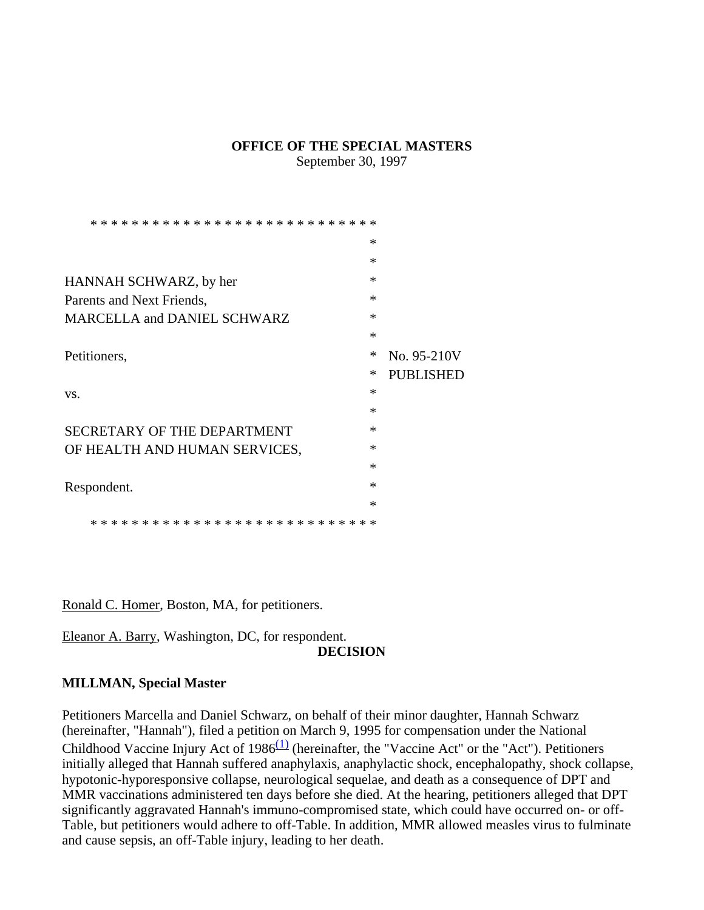**OFFICE OF THE SPECIAL MASTERS**

September 30, 1997

HANNAH SCHWARZ, by her Parents and Next Friends, MARCELLA and DANIEL SCHWARZ

Petitioners,

vs.

SECRETARY OF THE DEPARTMENT OF HEALTH AND HUMAN SERVICES,

Respondent.

No. 95-210V

PUBLISHED

Ronald C. Homer, Boston, MA, for petitioners.

Eleanor A. Barry, Washington, DC, for respondent.

**DECISION**

**MILLMAN, Special Master**

Petitioners Marcella and Daniel Schwarz, on behalf of their minor daughter, Hannah Schwarz (hereinafter, "Hannah"), filed a petition on March 9, 1995 for compensation under the National Childhood Vaccine Injury Act of 1986[(1)] (hereinafter, the "Vaccine Act" or the "Act"). Petitioners initially alleged that Hannah suffered anaphylaxis, anaphylactic shock, encephalopathy, shock collapse, hypotonic-hyporesponsive collapse, neurological sequelae, and death as a consequence of DPT and MMR vaccinations administered ten days before she died. At the hearing, petitioners alleged that DPT significantly aggravated Hannah's immuno-compromised state, which could have occurred on- or off-Table, but petitioners would adhere to off-Table. In addition, MMR allowed measles virus to fulminate and cause sepsis, an off-Table injury, leading to her death.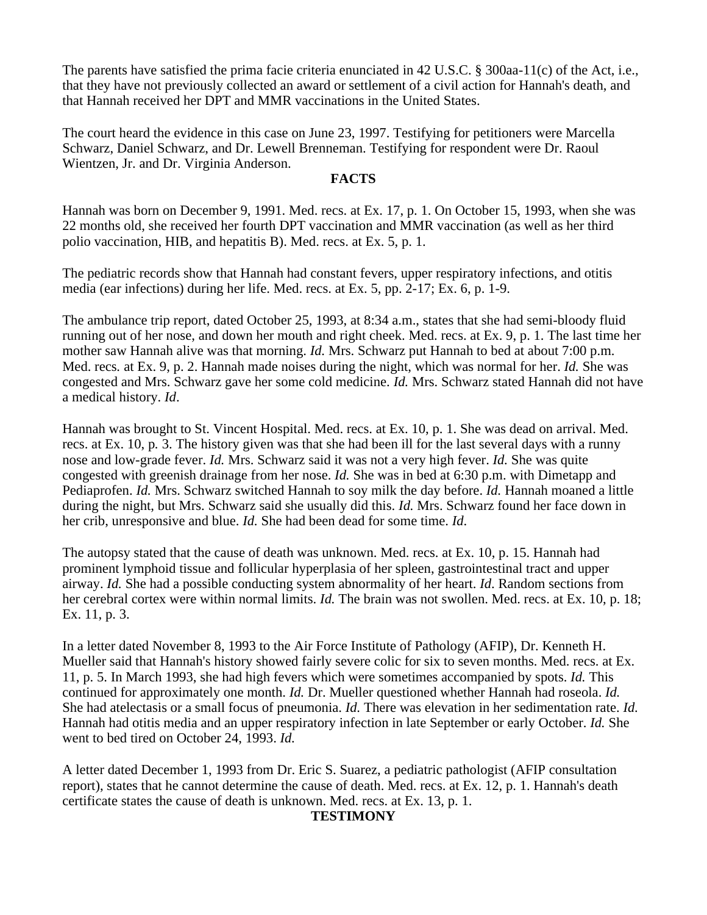The parents have satisfied the prima facie criteria enunciated in 42 U.S.C. § 300aa-11(c) of the Act, i.e., that they have not previously collected an award or settlement of a civil action for Hannah's death, and that Hannah received her DPT and MMR vaccinations in the United States.

The court heard the evidence in this case on June 23, 1997. Testifying for petitioners were Marcella Schwarz, Daniel Schwarz, and Dr. Lewell Brenneman. Testifying for respondent were Dr. Raoul Wientzen, Jr. and Dr. Virginia Anderson.

**FACTS**

Hannah was born on December 9, 1991. Med. recs. at Ex. 17, p. 1. On October 15, 1993, when she was 22 months old, she received her fourth DPT vaccination and MMR vaccination (as well as her third polio vaccination, HIB, and hepatitis B). Med. recs. at Ex. 5, p. 1.

The pediatric records show that Hannah had constant fevers, upper respiratory infections, and otitis media (ear infections) during her life. Med. recs. at Ex. 5, pp. 2-17; Ex. 6, p. 1-9.

The ambulance trip report, dated October 25, 1993, at 8:34 a.m., states that she had semi-bloody fluid running out of her nose, and down her mouth and right cheek. Med. recs. at Ex. 9, p. 1. The last time her mother saw Hannah alive was that morning. *Id.* Mrs. Schwarz put Hannah to bed at about 7:00 p.m. Med. recs. at Ex. 9, p. 2. Hannah made noises during the night, which was normal for her. *Id.* She was congested and Mrs. Schwarz gave her some cold medicine. *Id.* Mrs. Schwarz stated Hannah did not have a medical history. *Id*.

Hannah was brought to St. Vincent Hospital. Med. recs. at Ex. 10, p. 1. She was dead on arrival. Med. recs. at Ex. 10, p. 3. The history given was that she had been ill for the last several days with a runny nose and low-grade fever. *Id.* Mrs. Schwarz said it was not a very high fever. *Id.* She was quite congested with greenish drainage from her nose. *Id.* She was in bed at 6:30 p.m. with Dimetapp and Pediaprofen. *Id.* Mrs. Schwarz switched Hannah to soy milk the day before. *Id.* Hannah moaned a little during the night, but Mrs. Schwarz said she usually did this. *Id.* Mrs. Schwarz found her face down in her crib, unresponsive and blue. *Id.* She had been dead for some time. *Id*.

The autopsy stated that the cause of death was unknown. Med. recs. at Ex. 10, p. 15. Hannah had prominent lymphoid tissue and follicular hyperplasia of her spleen, gastrointestinal tract and upper airway. *Id.* She had a possible conducting system abnormality of her heart. *Id*. Random sections from her cerebral cortex were within normal limits. *Id.* The brain was not swollen. Med. recs. at Ex. 10, p. 18; Ex. 11, p. 3.

In a letter dated November 8, 1993 to the Air Force Institute of Pathology (AFIP), Dr. Kenneth H. Mueller said that Hannah's history showed fairly severe colic for six to seven months. Med. recs. at Ex. 11, p. 5. In March 1993, she had high fevers which were sometimes accompanied by spots. *Id.* This continued for approximately one month. *Id.* Dr. Mueller questioned whether Hannah had roseola. *Id.* She had atelectasis or a small focus of pneumonia. *Id.* There was elevation in her sedimentation rate. *Id.* Hannah had otitis media and an upper respiratory infection in late September or early October. *Id.* She went to bed tired on October 24, 1993. *Id.*

A letter dated December 1, 1993 from Dr. Eric S. Suarez, a pediatric pathologist (AFIP consultation report), states that he cannot determine the cause of death. Med. recs. at Ex. 12, p. 1. Hannah's death certificate states the cause of death is unknown. Med. recs. at Ex. 13, p. 1.

**TESTIMONY**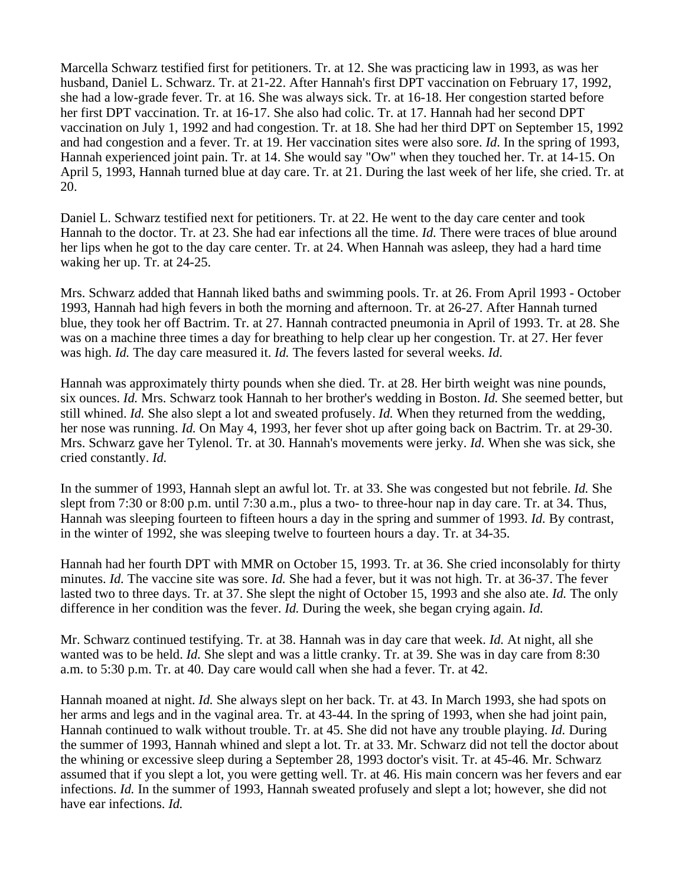Marcella Schwarz testified first for petitioners. Tr. at 12. She was practicing law in 1993, as was her husband, Daniel L. Schwarz. Tr. at 21-22. After Hannah's first DPT vaccination on February 17, 1992, she had a low-grade fever. Tr. at 16. She was always sick. Tr. at 16-18. Her congestion started before her first DPT vaccination. Tr. at 16-17. She also had colic. Tr. at 17. Hannah had her second DPT vaccination on July 1, 1992 and had congestion. Tr. at 18. She had her third DPT on September 15, 1992 and had congestion and a fever. Tr. at 19. Her vaccination sites were also sore. *Id.* In the spring of 1993, Hannah experienced joint pain. Tr. at 14. She would say "Ow" when they touched her. Tr. at 14-15. On April 5, 1993, Hannah turned blue at day care. Tr. at 21. During the last week of her life, she cried. Tr. at 20.

Daniel L. Schwarz testified next for petitioners. Tr. at 22. He went to the day care center and took Hannah to the doctor. Tr. at 23. She had ear infections all the time. *Id.* There were traces of blue around her lips when he got to the day care center. Tr. at 24. When Hannah was asleep, they had a hard time waking her up. Tr. at 24-25.

Mrs. Schwarz added that Hannah liked baths and swimming pools. Tr. at 26. From April 1993 - October 1993, Hannah had high fevers in both the morning and afternoon. Tr. at 26-27. After Hannah turned blue, they took her off Bactrim. Tr. at 27. Hannah contracted pneumonia in April of 1993. Tr. at 28. She was on a machine three times a day for breathing to help clear up her congestion. Tr. at 27. Her fever was high. *Id.* The day care measured it. *Id.* The fevers lasted for several weeks. *Id.*

Hannah was approximately thirty pounds when she died. Tr. at 28. Her birth weight was nine pounds, six ounces. *Id.* Mrs. Schwarz took Hannah to her brother's wedding in Boston. *Id.* She seemed better, but still whined. *Id.* She also slept a lot and sweated profusely. *Id.* When they returned from the wedding, her nose was running. *Id.* On May 4, 1993, her fever shot up after going back on Bactrim. Tr. at 29-30. Mrs. Schwarz gave her Tylenol. Tr. at 30. Hannah's movements were jerky. *Id.* When she was sick, she cried constantly. *Id.*

In the summer of 1993, Hannah slept an awful lot. Tr. at 33. She was congested but not febrile. *Id.* She slept from 7:30 or 8:00 p.m. until 7:30 a.m., plus a two- to three-hour nap in day care. Tr. at 34. Thus, Hannah was sleeping fourteen to fifteen hours a day in the spring and summer of 1993. *Id.* By contrast, in the winter of 1992, she was sleeping twelve to fourteen hours a day. Tr. at 34-35.

Hannah had her fourth DPT with MMR on October 15, 1993. Tr. at 36. She cried inconsolably for thirty minutes. *Id.* The vaccine site was sore. *Id.* She had a fever, but it was not high. Tr. at 36-37. The fever lasted two to three days. Tr. at 37. She slept the night of October 15, 1993 and she also ate. *Id.* The only difference in her condition was the fever. *Id.* During the week, she began crying again. *Id.*

Mr. Schwarz continued testifying. Tr. at 38. Hannah was in day care that week. *Id.* At night, all she wanted was to be held. *Id.* She slept and was a little cranky. Tr. at 39. She was in day care from 8:30 a.m. to 5:30 p.m. Tr. at 40. Day care would call when she had a fever. Tr. at 42.

Hannah moaned at night. *Id.* She always slept on her back. Tr. at 43. In March 1993, she had spots on her arms and legs and in the vaginal area. Tr. at 43-44. In the spring of 1993, when she had joint pain, Hannah continued to walk without trouble. Tr. at 45. She did not have any trouble playing. *Id.* During the summer of 1993, Hannah whined and slept a lot. Tr. at 33. Mr. Schwarz did not tell the doctor about the whining or excessive sleep during a September 28, 1993 doctor's visit. Tr. at 45-46. Mr. Schwarz assumed that if you slept a lot, you were getting well. Tr. at 46. His main concern was her fevers and ear infections. *Id.* In the summer of 1993, Hannah sweated profusely and slept a lot; however, she did not have ear infections. *Id.*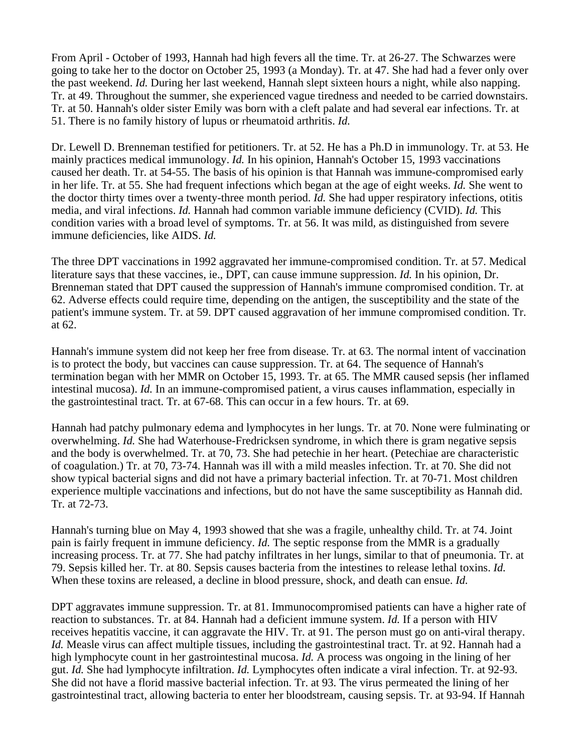From April - October of 1993, Hannah had high fevers all the time. Tr. at 26-27. The Schwarzes were going to take her to the doctor on October 25, 1993 (a Monday). Tr. at 47. She had had a fever only over the past weekend. *Id.* During her last weekend, Hannah slept sixteen hours a night, while also napping. Tr. at 49. Throughout the summer, she experienced vague tiredness and needed to be carried downstairs. Tr. at 50. Hannah's older sister Emily was born with a cleft palate and had several ear infections. Tr. at 51. There is no family history of lupus or rheumatoid arthritis. *Id.*

Dr. Lewell D. Brenneman testified for petitioners. Tr. at 52. He has a Ph.D in immunology. Tr. at 53. He mainly practices medical immunology. *Id.* In his opinion, Hannah's October 15, 1993 vaccinations caused her death. Tr. at 54-55. The basis of his opinion is that Hannah was immune-compromised early in her life. Tr. at 55. She had frequent infections which began at the age of eight weeks. *Id.* She went to the doctor thirty times over a twenty-three month period. *Id.* She had upper respiratory infections, otitis media, and viral infections. *Id.* Hannah had common variable immune deficiency (CVID). *Id.* This condition varies with a broad level of symptoms. Tr. at 56. It was mild, as distinguished from severe immune deficiencies, like AIDS. *Id.*

The three DPT vaccinations in 1992 aggravated her immune-compromised condition. Tr. at 57. Medical literature says that these vaccines, ie., DPT, can cause immune suppression. *Id.* In his opinion, Dr. Brenneman stated that DPT caused the suppression of Hannah's immune compromised condition. Tr. at 62. Adverse effects could require time, depending on the antigen, the susceptibility and the state of the patient's immune system. Tr. at 59. DPT caused aggravation of her immune compromised condition. Tr. at 62.

Hannah's immune system did not keep her free from disease. Tr. at 63. The normal intent of vaccination is to protect the body, but vaccines can cause suppression. Tr. at 64. The sequence of Hannah's termination began with her MMR on October 15, 1993. Tr. at 65. The MMR caused sepsis (her inflamed intestinal mucosa). *Id.* In an immune-compromised patient, a virus causes inflammation, especially in the gastrointestinal tract. Tr. at 67-68. This can occur in a few hours. Tr. at 69.

Hannah had patchy pulmonary edema and lymphocytes in her lungs. Tr. at 70. None were fulminating or overwhelming. *Id.* She had Waterhouse-Fredricksen syndrome, in which there is gram negative sepsis and the body is overwhelmed. Tr. at 70, 73. She had petechie in her heart. (Petechiae are characteristic of coagulation.) Tr. at 70, 73-74. Hannah was ill with a mild measles infection. Tr. at 70. She did not show typical bacterial signs and did not have a primary bacterial infection. Tr. at 70-71. Most children experience multiple vaccinations and infections, but do not have the same susceptibility as Hannah did. Tr. at 72-73.

Hannah's turning blue on May 4, 1993 showed that she was a fragile, unhealthy child. Tr. at 74. Joint pain is fairly frequent in immune deficiency. *Id.* The septic response from the MMR is a gradually increasing process. Tr. at 77. She had patchy infiltrates in her lungs, similar to that of pneumonia. Tr. at 79. Sepsis killed her. Tr. at 80. Sepsis causes bacteria from the intestines to release lethal toxins. *Id.* When these toxins are released, a decline in blood pressure, shock, and death can ensue. *Id.*

DPT aggravates immune suppression. Tr. at 81. Immunocompromised patients can have a higher rate of reaction to substances. Tr. at 84. Hannah had a deficient immune system. *Id.* If a person with HIV receives hepatitis vaccine, it can aggravate the HIV. Tr. at 91. The person must go on anti-viral therapy. *Id.* Measle virus can affect multiple tissues, including the gastrointestinal tract. Tr. at 92. Hannah had a high lymphocyte count in her gastrointestinal mucosa. *Id.* A process was ongoing in the lining of her gut. *Id.* She had lymphocyte infiltration. *Id.* Lymphocytes often indicate a viral infection. Tr. at 92-93. She did not have a florid massive bacterial infection. Tr. at 93. The virus permeated the lining of her gastrointestinal tract, allowing bacteria to enter her bloodstream, causing sepsis. Tr. at 93-94. If Hannah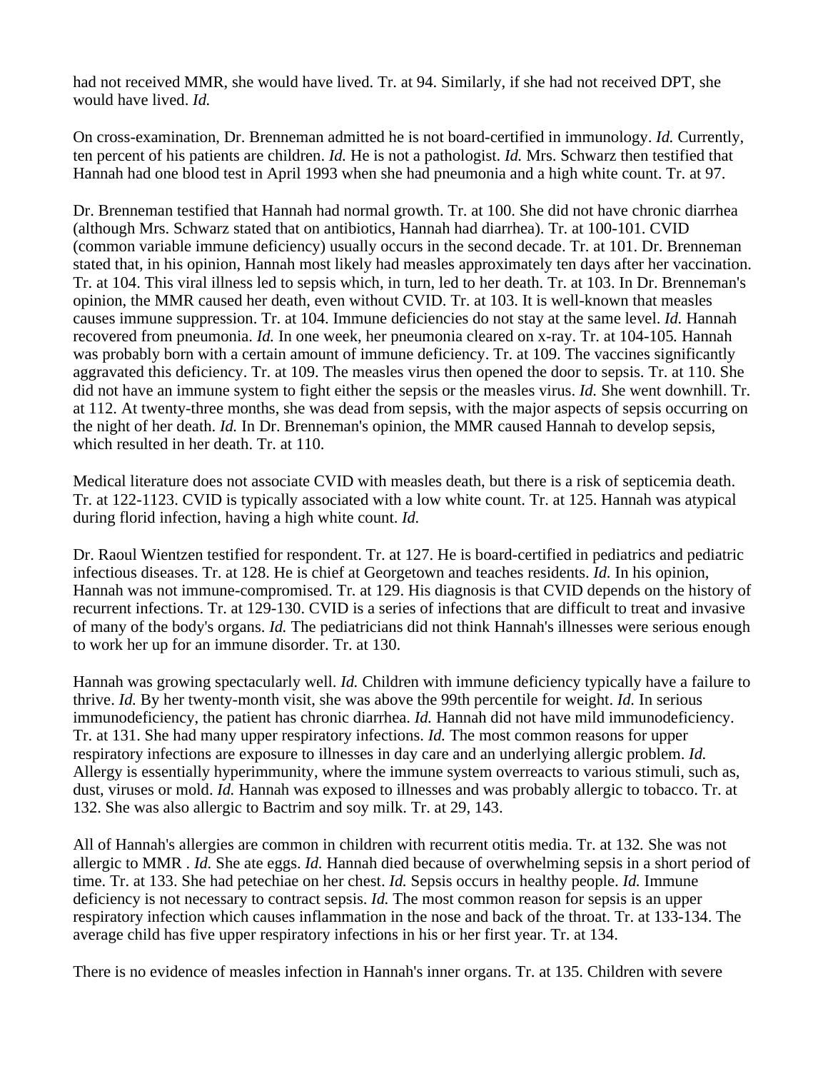had not received MMR, she would have lived. Tr. at 94. Similarly, if she had not received DPT, she would have lived. *Id.*

On cross-examination, Dr. Brenneman admitted he is not board-certified in immunology. *Id.* Currently, ten percent of his patients are children. *Id.* He is not a pathologist. *Id.* Mrs. Schwarz then testified that Hannah had one blood test in April 1993 when she had pneumonia and a high white count. Tr. at 97.

Dr. Brenneman testified that Hannah had normal growth. Tr. at 100. She did not have chronic diarrhea (although Mrs. Schwarz stated that on antibiotics, Hannah had diarrhea). Tr. at 100-101. CVID (common variable immune deficiency) usually occurs in the second decade. Tr. at 101. Dr. Brenneman stated that, in his opinion, Hannah most likely had measles approximately ten days after her vaccination. Tr. at 104. This viral illness led to sepsis which, in turn, led to her death. Tr. at 103. In Dr. Brenneman's opinion, the MMR caused her death, even without CVID. Tr. at 103. It is well-known that measles causes immune suppression. Tr. at 104. Immune deficiencies do not stay at the same level. *Id.* Hannah recovered from pneumonia. *Id.* In one week, her pneumonia cleared on x-ray. Tr. at 104-105. Hannah was probably born with a certain amount of immune deficiency. Tr. at 109. The vaccines significantly aggravated this deficiency. Tr. at 109. The measles virus then opened the door to sepsis. Tr. at 110. She did not have an immune system to fight either the sepsis or the measles virus. *Id.* She went downhill. Tr. at 112. At twenty-three months, she was dead from sepsis, with the major aspects of sepsis occurring on the night of her death. *Id.* In Dr. Brenneman's opinion, the MMR caused Hannah to develop sepsis, which resulted in her death. Tr. at 110.

Medical literature does not associate CVID with measles death, but there is a risk of septicemia death. Tr. at 122-1123. CVID is typically associated with a low white count. Tr. at 125. Hannah was atypical during florid infection, having a high white count. *Id.*

Dr. Raoul Wientzen testified for respondent. Tr. at 127. He is board-certified in pediatrics and pediatric infectious diseases. Tr. at 128. He is chief at Georgetown and teaches residents. *Id.* In his opinion, Hannah was not immune-compromised. Tr. at 129. His diagnosis is that CVID depends on the history of recurrent infections. Tr. at 129-130. CVID is a series of infections that are difficult to treat and invasive of many of the body's organs. *Id.* The pediatricians did not think Hannah's illnesses were serious enough to work her up for an immune disorder. Tr. at 130.

Hannah was growing spectacularly well. *Id.* Children with immune deficiency typically have a failure to thrive. *Id.* By her twenty-month visit, she was above the 99th percentile for weight. *Id.* In serious immunodeficiency, the patient has chronic diarrhea. *Id.* Hannah did not have mild immunodeficiency. Tr. at 131. She had many upper respiratory infections. *Id.* The most common reasons for upper respiratory infections are exposure to illnesses in day care and an underlying allergic problem. *Id.* Allergy is essentially hyperimmunity, where the immune system overreacts to various stimuli, such as, dust, viruses or mold. *Id.* Hannah was exposed to illnesses and was probably allergic to tobacco. Tr. at 132. She was also allergic to Bactrim and soy milk. Tr. at 29, 143.

All of Hannah's allergies are common in children with recurrent otitis media. Tr. at 132. She was not allergic to MMR . *Id.* She ate eggs. *Id.* Hannah died because of overwhelming sepsis in a short period of time. Tr. at 133. She had petechiae on her chest. *Id.* Sepsis occurs in healthy people. *Id.* Immune deficiency is not necessary to contract sepsis. *Id.* The most common reason for sepsis is an upper respiratory infection which causes inflammation in the nose and back of the throat. Tr. at 133-134. The average child has five upper respiratory infections in his or her first year. Tr. at 134.

There is no evidence of measles infection in Hannah's inner organs. Tr. at 135. Children with severe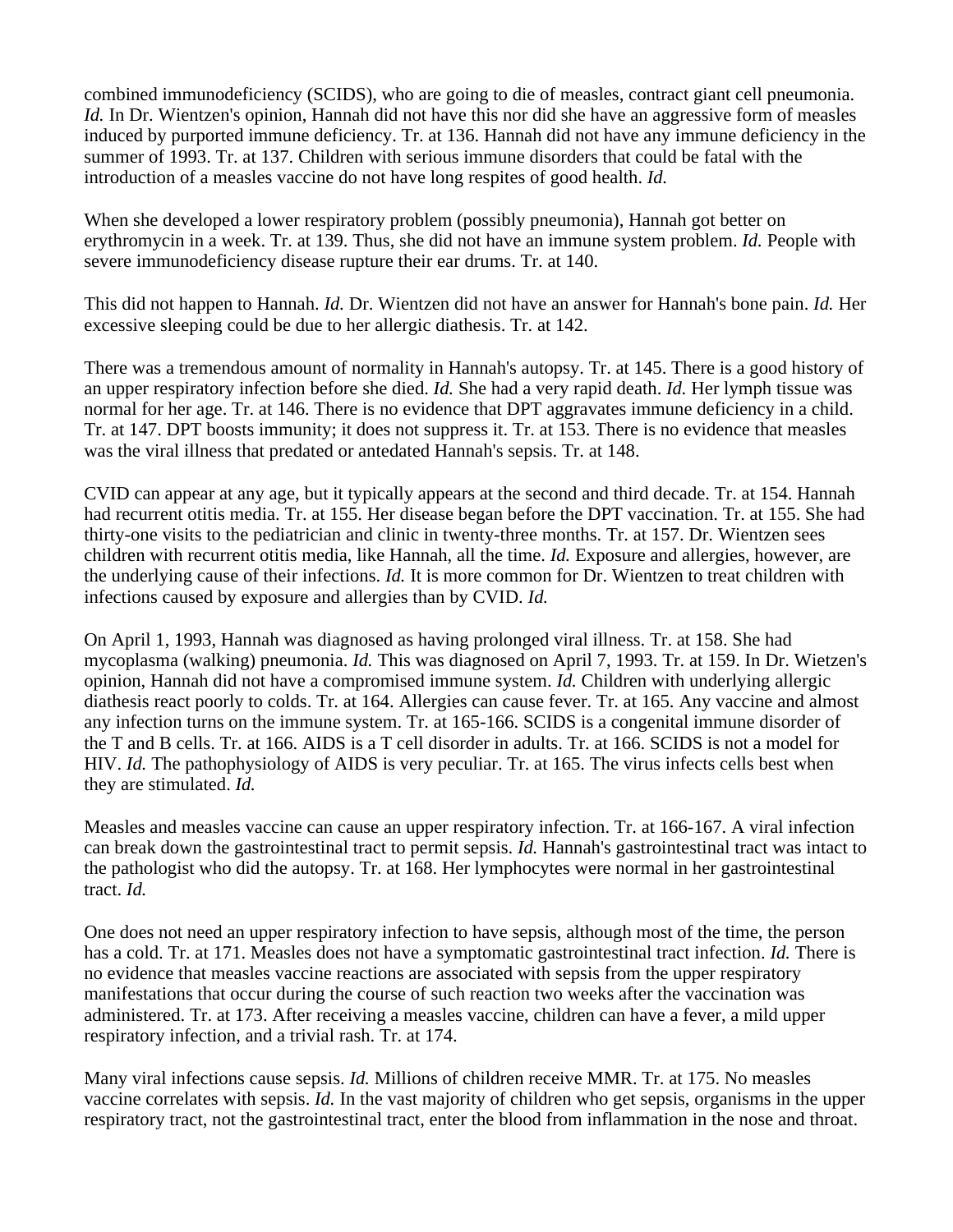combined immunodeficiency (SCIDS), who are going to die of measles, contract giant cell pneumonia. *Id.* In Dr. Wientzen's opinion, Hannah did not have this nor did she have an aggressive form of measles induced by purported immune deficiency. Tr. at 136. Hannah did not have any immune deficiency in the summer of 1993. Tr. at 137. Children with serious immune disorders that could be fatal with the introduction of a measles vaccine do not have long respites of good health. *Id.*

When she developed a lower respiratory problem (possibly pneumonia), Hannah got better on erythromycin in a week. Tr. at 139. Thus, she did not have an immune system problem. *Id.* People with severe immunodeficiency disease rupture their ear drums. Tr. at 140.

This did not happen to Hannah. *Id.* Dr. Wientzen did not have an answer for Hannah's bone pain. *Id.* Her excessive sleeping could be due to her allergic diathesis. Tr. at 142.

There was a tremendous amount of normality in Hannah's autopsy. Tr. at 145. There is a good history of an upper respiratory infection before she died. *Id.* She had a very rapid death. *Id.* Her lymph tissue was normal for her age. Tr. at 146. There is no evidence that DPT aggravates immune deficiency in a child. Tr. at 147. DPT boosts immunity; it does not suppress it. Tr. at 153. There is no evidence that measles was the viral illness that predated or antedated Hannah's sepsis. Tr. at 148.

CVID can appear at any age, but it typically appears at the second and third decade. Tr. at 154. Hannah had recurrent otitis media. Tr. at 155. Her disease began before the DPT vaccination. Tr. at 155. She had thirty-one visits to the pediatrician and clinic in twenty-three months. Tr. at 157. Dr. Wientzen sees children with recurrent otitis media, like Hannah, all the time. *Id.* Exposure and allergies, however, are the underlying cause of their infections. *Id.* It is more common for Dr. Wientzen to treat children with infections caused by exposure and allergies than by CVID. *Id.*

On April 1, 1993, Hannah was diagnosed as having prolonged viral illness. Tr. at 158. She had mycoplasma (walking) pneumonia. *Id.* This was diagnosed on April 7, 1993. Tr. at 159. In Dr. Wietzen's opinion, Hannah did not have a compromised immune system. *Id.* Children with underlying allergic diathesis react poorly to colds. Tr. at 164. Allergies can cause fever. Tr. at 165. Any vaccine and almost any infection turns on the immune system. Tr. at 165-166. SCIDS is a congenital immune disorder of the T and B cells. Tr. at 166. AIDS is a T cell disorder in adults. Tr. at 166. SCIDS is not a model for HIV. *Id.* The pathophysiology of AIDS is very peculiar. Tr. at 165. The virus infects cells best when they are stimulated. *Id.*

Measles and measles vaccine can cause an upper respiratory infection. Tr. at 166-167. A viral infection can break down the gastrointestinal tract to permit sepsis. *Id.* Hannah's gastrointestinal tract was intact to the pathologist who did the autopsy. Tr. at 168. Her lymphocytes were normal in her gastrointestinal tract. *Id.*

One does not need an upper respiratory infection to have sepsis, although most of the time, the person has a cold. Tr. at 171. Measles does not have a symptomatic gastrointestinal tract infection. *Id.* There is no evidence that measles vaccine reactions are associated with sepsis from the upper respiratory manifestations that occur during the course of such reaction two weeks after the vaccination was administered. Tr. at 173. After receiving a measles vaccine, children can have a fever, a mild upper respiratory infection, and a trivial rash. Tr. at 174.

Many viral infections cause sepsis. *Id.* Millions of children receive MMR. Tr. at 175. No measles vaccine correlates with sepsis. *Id.* In the vast majority of children who get sepsis, organisms in the upper respiratory tract, not the gastrointestinal tract, enter the blood from inflammation in the nose and throat.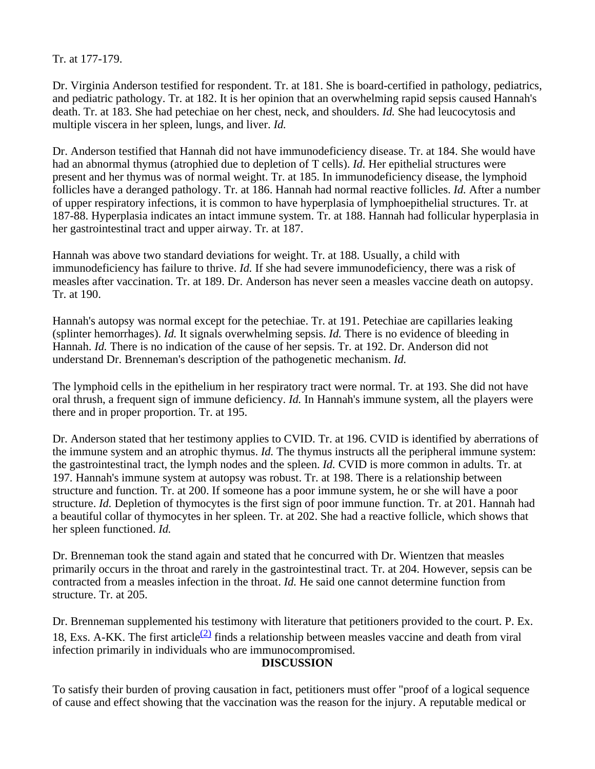Tr. at 177-179.

Dr. Virginia Anderson testified for respondent. Tr. at 181. She is board-certified in pathology, pediatrics, and pediatric pathology. Tr. at 182. It is her opinion that an overwhelming rapid sepsis caused Hannah's death. Tr. at 183. She had petechiae on her chest, neck, and shoulders. *Id.* She had leucocytosis and multiple viscera in her spleen, lungs, and liver. *Id.*

Dr. Anderson testified that Hannah did not have immunodeficiency disease. Tr. at 184. She would have had an abnormal thymus (atrophied due to depletion of T cells). *Id.* Her epithelial structures were present and her thymus was of normal weight. Tr. at 185. In immunodeficiency disease, the lymphoid follicles have a deranged pathology. Tr. at 186. Hannah had normal reactive follicles. *Id.* After a number of upper respiratory infections, it is common to have hyperplasia of lymphoepithelial structures. Tr. at 187-88. Hyperplasia indicates an intact immune system. Tr. at 188. Hannah had follicular hyperplasia in her gastrointestinal tract and upper airway. Tr. at 187.

Hannah was above two standard deviations for weight. Tr. at 188. Usually, a child with immunodeficiency has failure to thrive. *Id.* If she had severe immunodeficiency, there was a risk of measles after vaccination. Tr. at 189. Dr. Anderson has never seen a measles vaccine death on autopsy. Tr. at 190.

Hannah's autopsy was normal except for the petechiae. Tr. at 191. Petechiae are capillaries leaking (splinter hemorrhages). *Id.* It signals overwhelming sepsis. *Id.* There is no evidence of bleeding in Hannah. *Id.* There is no indication of the cause of her sepsis. Tr. at 192. Dr. Anderson did not understand Dr. Brenneman's description of the pathogenetic mechanism. *Id.*

The lymphoid cells in the epithelium in her respiratory tract were normal. Tr. at 193. She did not have oral thrush, a frequent sign of immune deficiency. *Id.* In Hannah's immune system, all the players were there and in proper proportion. Tr. at 195.

Dr. Anderson stated that her testimony applies to CVID. Tr. at 196. CVID is identified by aberrations of the immune system and an atrophic thymus. *Id.* The thymus instructs all the peripheral immune system: the gastrointestinal tract, the lymph nodes and the spleen. *Id.* CVID is more common in adults. Tr. at 197. Hannah's immune system at autopsy was robust. Tr. at 198. There is a relationship between structure and function. Tr. at 200. If someone has a poor immune system, he or she will have a poor structure. *Id.* Depletion of thymocytes is the first sign of poor immune function. Tr. at 201. Hannah had a beautiful collar of thymocytes in her spleen. Tr. at 202. She had a reactive follicle, which shows that her spleen functioned. *Id.*

Dr. Brenneman took the stand again and stated that he concurred with Dr. Wientzen that measles primarily occurs in the throat and rarely in the gastrointestinal tract. Tr. at 204. However, sepsis can be contracted from a measles infection in the throat. *Id.* He said one cannot determine function from structure. Tr. at 205.

Dr. Brenneman supplemented his testimony with literature that petitioners provided to the court. P. Ex. 18, Exs. A-KK. The first article[(2)] finds a relationship between measles vaccine and death from viral infection primarily in individuals who are immunocompromised.

## DISCUSSION

To satisfy their burden of proving causation in fact, petitioners must offer "proof of a logical sequence of cause and effect showing that the vaccination was the reason for the injury. A reputable medical or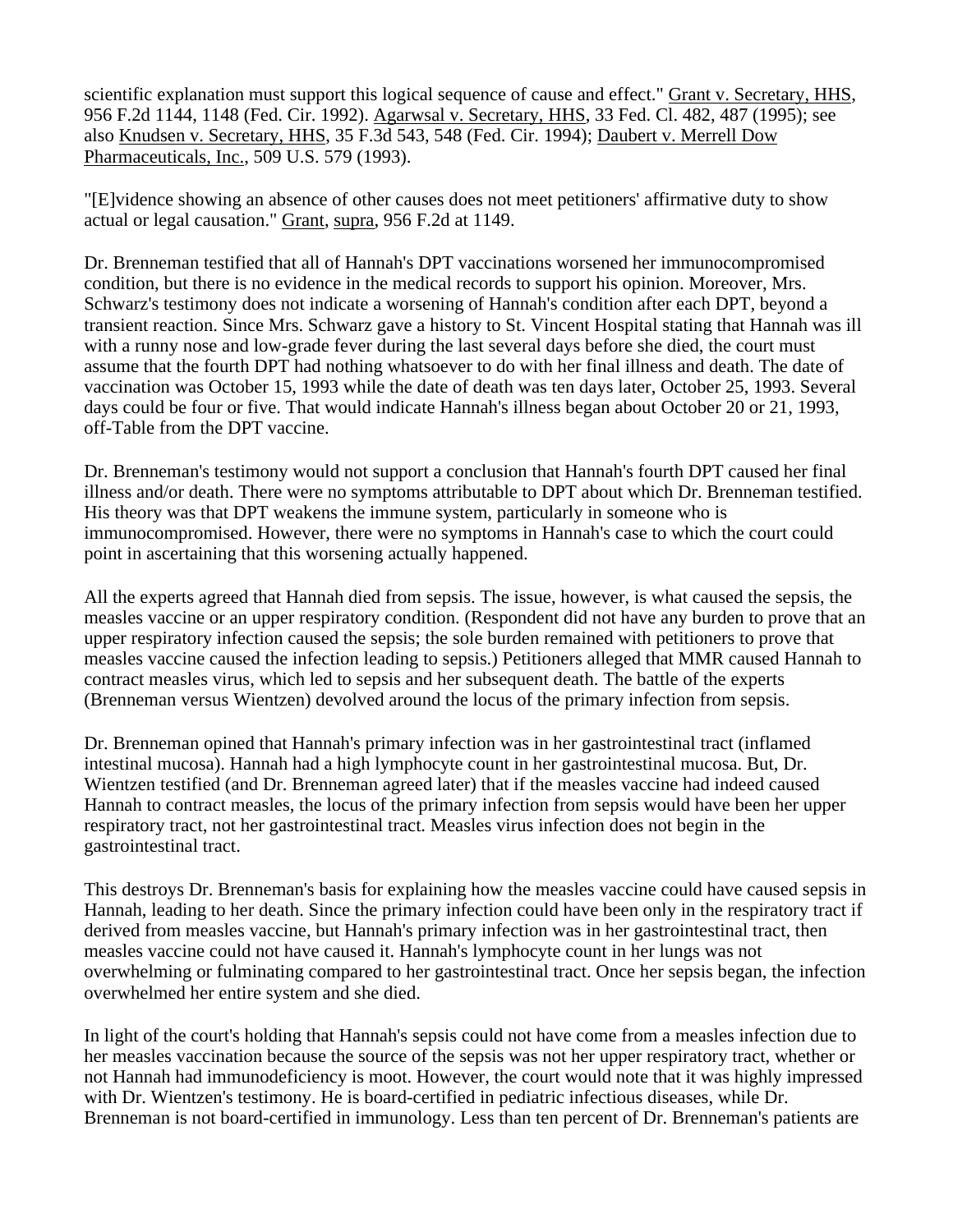scientific explanation must support this logical sequence of cause and effect." Grant v. Secretary, HHS, 956 F.2d 1144, 1148 (Fed. Cir. 1992). Agarwsal v. Secretary, HHS, 33 Fed. Cl. 482, 487 (1995); see also Knudsen v. Secretary, HHS, 35 F.3d 543, 548 (Fed. Cir. 1994); Daubert v. Merrell Dow Pharmaceuticals, Inc., 509 U.S. 579 (1993).

"[E]vidence showing an absence of other causes does not meet petitioners' affirmative duty to show actual or legal causation." Grant, supra, 956 F.2d at 1149.

Dr. Brenneman testified that all of Hannah's DPT vaccinations worsened her immunocompromised condition, but there is no evidence in the medical records to support his opinion. Moreover, Mrs. Schwarz's testimony does not indicate a worsening of Hannah's condition after each DPT, beyond a transient reaction. Since Mrs. Schwarz gave a history to St. Vincent Hospital stating that Hannah was ill with a runny nose and low-grade fever during the last several days before she died, the court must assume that the fourth DPT had nothing whatsoever to do with her final illness and death. The date of vaccination was October 15, 1993 while the date of death was ten days later, October 25, 1993. Several days could be four or five. That would indicate Hannah's illness began about October 20 or 21, 1993, off-Table from the DPT vaccine.

Dr. Brenneman's testimony would not support a conclusion that Hannah's fourth DPT caused her final illness and/or death. There were no symptoms attributable to DPT about which Dr. Brenneman testified. His theory was that DPT weakens the immune system, particularly in someone who is immunocompromised. However, there were no symptoms in Hannah's case to which the court could point in ascertaining that this worsening actually happened.

All the experts agreed that Hannah died from sepsis. The issue, however, is what caused the sepsis, the measles vaccine or an upper respiratory condition. (Respondent did not have any burden to prove that an upper respiratory infection caused the sepsis; the sole burden remained with petitioners to prove that measles vaccine caused the infection leading to sepsis.) Petitioners alleged that MMR caused Hannah to contract measles virus, which led to sepsis and her subsequent death. The battle of the experts (Brenneman versus Wientzen) devolved around the locus of the primary infection from sepsis.

Dr. Brenneman opined that Hannah's primary infection was in her gastrointestinal tract (inflamed intestinal mucosa). Hannah had a high lymphocyte count in her gastrointestinal mucosa. But, Dr. Wientzen testified (and Dr. Brenneman agreed later) that if the measles vaccine had indeed caused Hannah to contract measles, the locus of the primary infection from sepsis would have been her upper respiratory tract, not her gastrointestinal tract. Measles virus infection does not begin in the gastrointestinal tract.

This destroys Dr. Brenneman's basis for explaining how the measles vaccine could have caused sepsis in Hannah, leading to her death. Since the primary infection could have been only in the respiratory tract if derived from measles vaccine, but Hannah's primary infection was in her gastrointestinal tract, then measles vaccine could not have caused it. Hannah's lymphocyte count in her lungs was not overwhelming or fulminating compared to her gastrointestinal tract. Once her sepsis began, the infection overwhelmed her entire system and she died.

In light of the court's holding that Hannah's sepsis could not have come from a measles infection due to her measles vaccination because the source of the sepsis was not her upper respiratory tract, whether or not Hannah had immunodeficiency is moot. However, the court would note that it was highly impressed with Dr. Wientzen's testimony. He is board-certified in pediatric infectious diseases, while Dr. Brenneman is not board-certified in immunology. Less than ten percent of Dr. Brenneman's patients are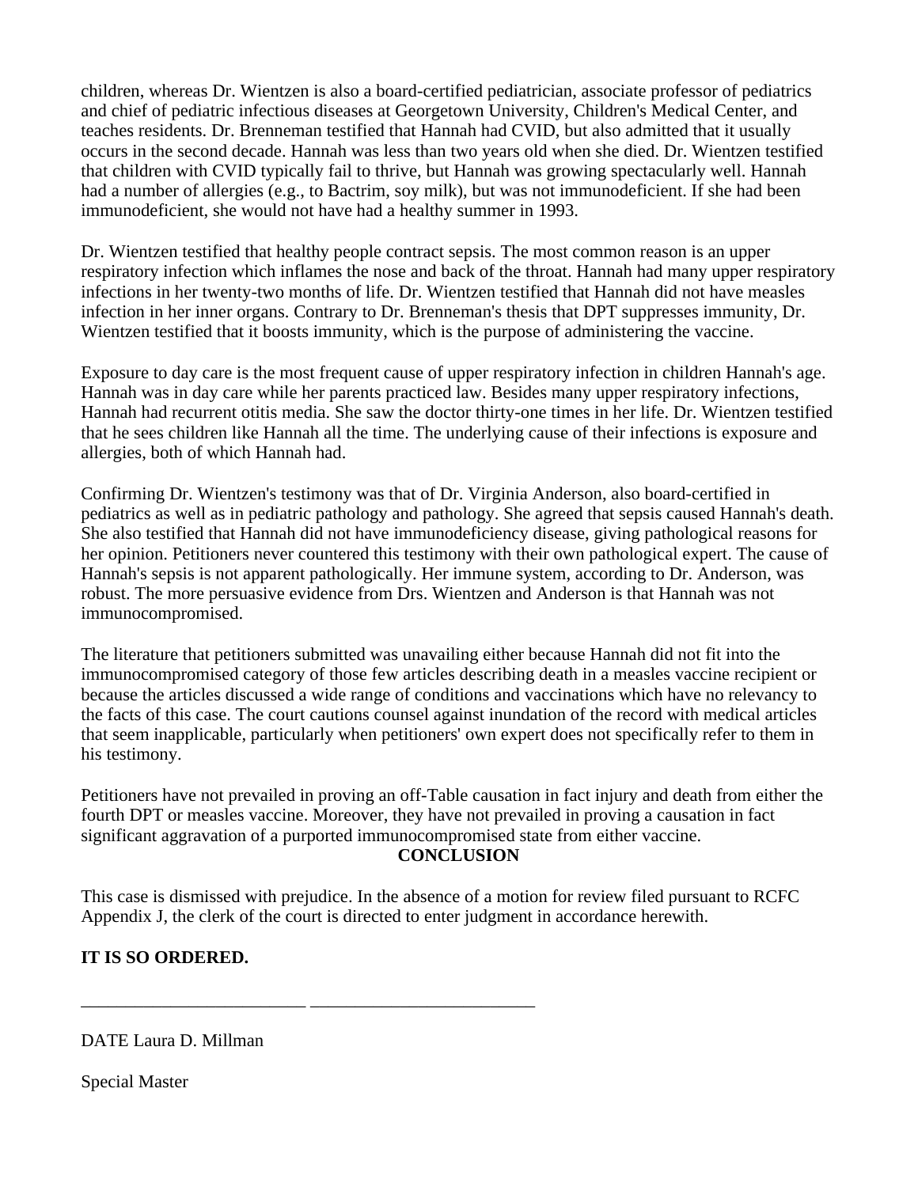children, whereas Dr. Wientzen is also a board-certified pediatrician, associate professor of pediatrics and chief of pediatric infectious diseases at Georgetown University, Children's Medical Center, and teaches residents. Dr. Brenneman testified that Hannah had CVID, but also admitted that it usually occurs in the second decade. Hannah was less than two years old when she died. Dr. Wientzen testified that children with CVID typically fail to thrive, but Hannah was growing spectacularly well. Hannah had a number of allergies (e.g., to Bactrim, soy milk), but was not immunodeficient. If she had been immunodeficient, she would not have had a healthy summer in 1993.

Dr. Wientzen testified that healthy people contract sepsis. The most common reason is an upper respiratory infection which inflames the nose and back of the throat. Hannah had many upper respiratory infections in her twenty-two months of life. Dr. Wientzen testified that Hannah did not have measles infection in her inner organs. Contrary to Dr. Brenneman's thesis that DPT suppresses immunity, Dr. Wientzen testified that it boosts immunity, which is the purpose of administering the vaccine.

Exposure to day care is the most frequent cause of upper respiratory infection in children Hannah's age. Hannah was in day care while her parents practiced law. Besides many upper respiratory infections, Hannah had recurrent otitis media. She saw the doctor thirty-one times in her life. Dr. Wientzen testified that he sees children like Hannah all the time. The underlying cause of their infections is exposure and allergies, both of which Hannah had.

Confirming Dr. Wientzen's testimony was that of Dr. Virginia Anderson, also board-certified in pediatrics as well as in pediatric pathology and pathology. She agreed that sepsis caused Hannah's death. She also testified that Hannah did not have immunodeficiency disease, giving pathological reasons for her opinion. Petitioners never countered this testimony with their own pathological expert. The cause of Hannah's sepsis is not apparent pathologically. Her immune system, according to Dr. Anderson, was robust. The more persuasive evidence from Drs. Wientzen and Anderson is that Hannah was not immunocompromised.

The literature that petitioners submitted was unavailing either because Hannah did not fit into the immunocompromised category of those few articles describing death in a measles vaccine recipient or because the articles discussed a wide range of conditions and vaccinations which have no relevancy to the facts of this case. The court cautions counsel against inundation of the record with medical articles that seem inapplicable, particularly when petitioners' own expert does not specifically refer to them in his testimony.

Petitioners have not prevailed in proving an off-Table causation in fact injury and death from either the fourth DPT or measles vaccine. Moreover, they have not prevailed in proving a causation in fact significant aggravation of a purported immunocompromised state from either vaccine.

## CONCLUSION

This case is dismissed with prejudice. In the absence of a motion for review filed pursuant to RCFC Appendix J, the clerk of the court is directed to enter judgment in accordance herewith.

**IT IS SO ORDERED.**

_________________________ _________________________

DATE Laura D. Millman

Special Master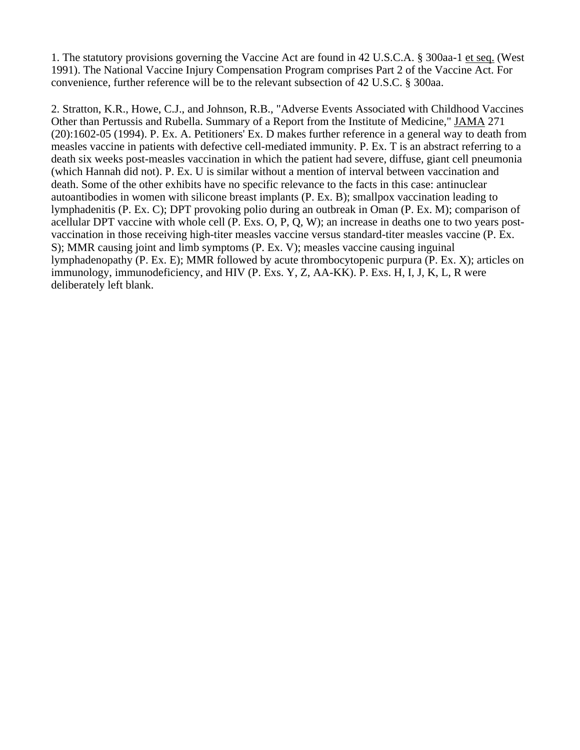1. The statutory provisions governing the Vaccine Act are found in 42 U.S.C.A. § 300aa-1 et seq. (West 1991). The National Vaccine Injury Compensation Program comprises Part 2 of the Vaccine Act. For convenience, further reference will be to the relevant subsection of 42 U.S.C. § 300aa.

2. Stratton, K.R., Howe, C.J., and Johnson, R.B., "Adverse Events Associated with Childhood Vaccines Other than Pertussis and Rubella. Summary of a Report from the Institute of Medicine," JAMA 271 (20):1602-05 (1994). P. Ex. A. Petitioners' Ex. D makes further reference in a general way to death from measles vaccine in patients with defective cell-mediated immunity. P. Ex. T is an abstract referring to a death six weeks post-measles vaccination in which the patient had severe, diffuse, giant cell pneumonia (which Hannah did not). P. Ex. U is similar without a mention of interval between vaccination and death. Some of the other exhibits have no specific relevance to the facts in this case: antinuclear autoantibodies in women with silicone breast implants (P. Ex. B); smallpox vaccination leading to lymphadenitis (P. Ex. C); DPT provoking polio during an outbreak in Oman (P. Ex. M); comparison of acellular DPT vaccine with whole cell (P. Exs. O, P, Q, W); an increase in deaths one to two years post-vaccination in those receiving high-titer measles vaccine versus standard-titer measles vaccine (P. Ex. S); MMR causing joint and limb symptoms (P. Ex. V); measles vaccine causing inguinal lymphadenopathy (P. Ex. E); MMR followed by acute thrombocytopenic purpura (P. Ex. X); articles on immunology, immunodeficiency, and HIV (P. Exs. Y, Z, AA-KK). P. Exs. H, I, J, K, L, R were deliberately left blank.